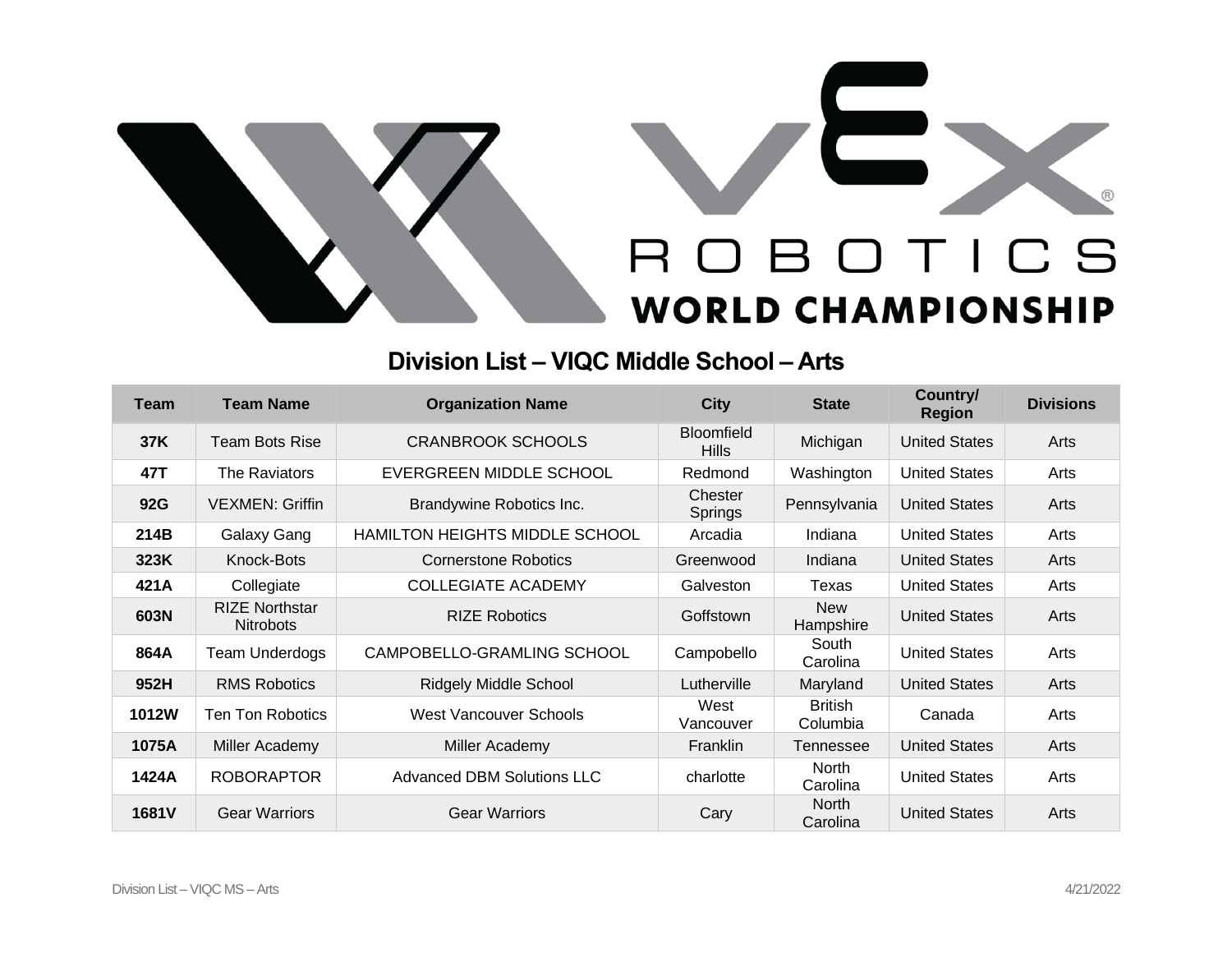# ROBOTICS WORLD CHAMPIONSHIP

## Division List – VIQC Middle School – Arts

| Team | Team Name | Organization Name | City | State | Country/ Region | Divisions |
|---|---|---|---|---|---|---|
| **37K** | Team Bots Rise | CRANBROOK SCHOOLS | Bloomfield Hills | Michigan | United States | Arts |
| **47T** | The Raviators | EVERGREEN MIDDLE SCHOOL | Redmond | Washington | United States | Arts |
| **92G** | VEXMEN: Griffin | Brandywine Robotics Inc. | Chester Springs | Pennsylvania | United States | Arts |
| **214B** | Galaxy Gang | HAMILTON HEIGHTS MIDDLE SCHOOL | Arcadia | Indiana | United States | Arts |
| **323K** | Knock-Bots | Cornerstone Robotics | Greenwood | Indiana | United States | Arts |
| **421A** | Collegiate | COLLEGIATE ACADEMY | Galveston | Texas | United States | Arts |
| **603N** | RIZE Northstar Nitrobots | RIZE Robotics | Goffstown | New Hampshire | United States | Arts |
| **864A** | Team Underdogs | CAMPOBELLO-GRAMLING SCHOOL | Campobello | South Carolina | United States | Arts |
| **952H** | RMS Robotics | Ridgely Middle School | Lutherville | Maryland | United States | Arts |
| **1012W** | Ten Ton Robotics | West Vancouver Schools | West Vancouver | British Columbia | Canada | Arts |
| **1075A** | Miller Academy | Miller Academy | Franklin | Tennessee | United States | Arts |
| **1424A** | ROBORAPTOR | Advanced DBM Solutions LLC | charlotte | North Carolina | United States | Arts |
| **1681V** | Gear Warriors | Gear Warriors | Cary | North Carolina | United States | Arts |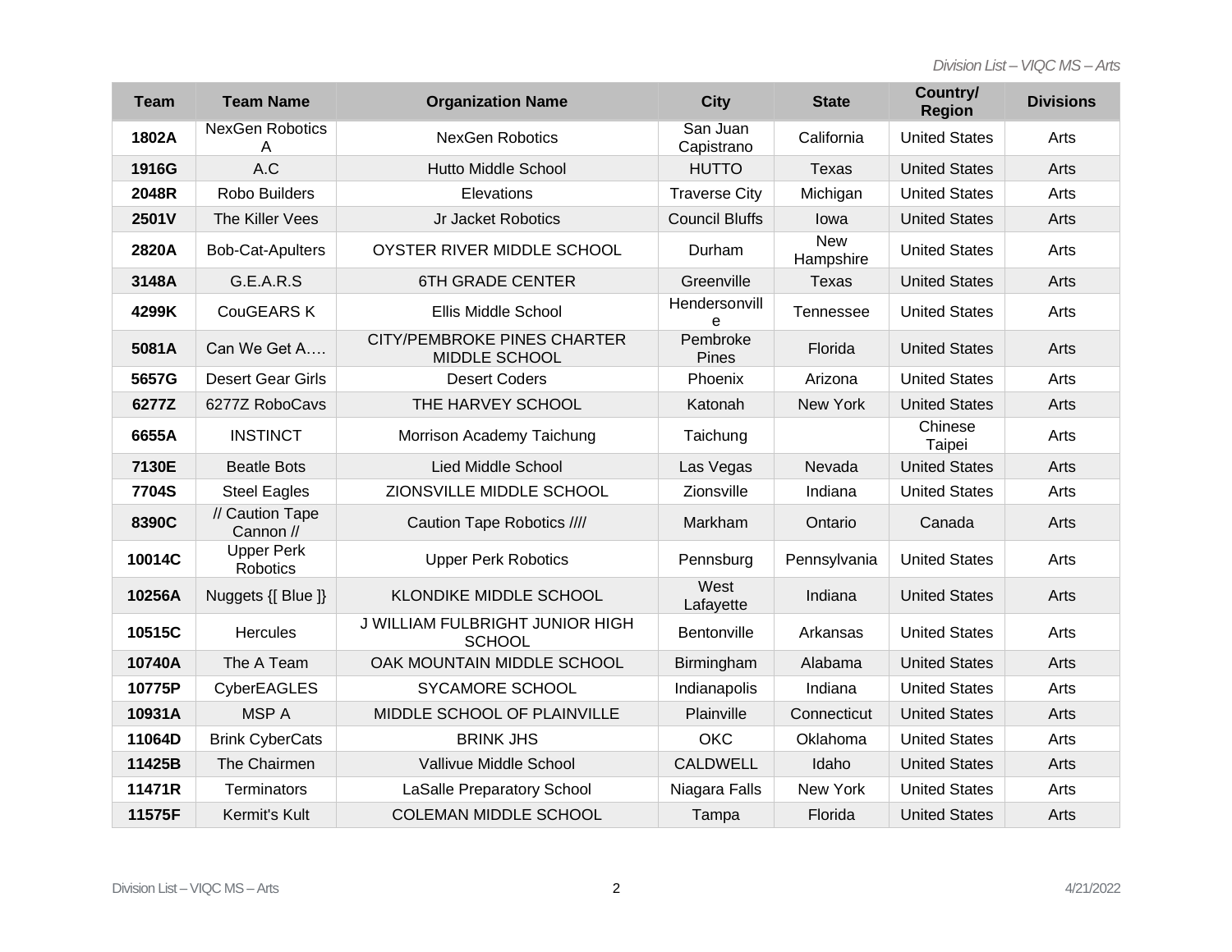| Team | Team Name | Organization Name | City | State | Country/ Region | Divisions |
|---|---|---|---|---|---|---|
| 1802A | NexGen Robotics A | NexGen Robotics | San Juan Capistrano | California | United States | Arts |
| 1916G | A.C | Hutto Middle School | HUTTO | Texas | United States | Arts |
| 2048R | Robo Builders | Elevations | Traverse City | Michigan | United States | Arts |
| 2501V | The Killer Vees | Jr Jacket Robotics | Council Bluffs | Iowa | United States | Arts |
| 2820A | Bob-Cat-Apulters | OYSTER RIVER MIDDLE SCHOOL | Durham | New Hampshire | United States | Arts |
| 3148A | G.E.A.R.S | 6TH GRADE CENTER | Greenville | Texas | United States | Arts |
| 4299K | CouGEARS K | Ellis Middle School | Hendersonville | Tennessee | United States | Arts |
| 5081A | Can We Get A…. | CITY/PEMBROKE PINES CHARTER MIDDLE SCHOOL | Pembroke Pines | Florida | United States | Arts |
| 5657G | Desert Gear Girls | Desert Coders | Phoenix | Arizona | United States | Arts |
| 6277Z | 6277Z RoboCavs | THE HARVEY SCHOOL | Katonah | New York | United States | Arts |
| 6655A | INSTINCT | Morrison Academy Taichung | Taichung | | Chinese Taipei | Arts |
| 7130E | Beatle Bots | Lied Middle School | Las Vegas | Nevada | United States | Arts |
| 7704S | Steel Eagles | ZIONSVILLE MIDDLE SCHOOL | Zionsville | Indiana | United States | Arts |
| 8390C | // Caution Tape Cannon // | Caution Tape Robotics //// | Markham | Ontario | Canada | Arts |
| 10014C | Upper Perk Robotics | Upper Perk Robotics | Pennsburg | Pennsylvania | United States | Arts |
| 10256A | Nuggets {[ Blue ]} | KLONDIKE MIDDLE SCHOOL | West Lafayette | Indiana | United States | Arts |
| 10515C | Hercules | J WILLIAM FULBRIGHT JUNIOR HIGH SCHOOL | Bentonville | Arkansas | United States | Arts |
| 10740A | The A Team | OAK MOUNTAIN MIDDLE SCHOOL | Birmingham | Alabama | United States | Arts |
| 10775P | CyberEAGLES | SYCAMORE SCHOOL | Indianapolis | Indiana | United States | Arts |
| 10931A | MSP A | MIDDLE SCHOOL OF PLAINVILLE | Plainville | Connecticut | United States | Arts |
| 11064D | Brink CyberCats | BRINK JHS | OKC | Oklahoma | United States | Arts |
| 11425B | The Chairmen | Vallivue Middle School | CALDWELL | Idaho | United States | Arts |
| 11471R | Terminators | LaSalle Preparatory School | Niagara Falls | New York | United States | Arts |
| 11575F | Kermit's Kult | COLEMAN MIDDLE SCHOOL | Tampa | Florida | United States | Arts |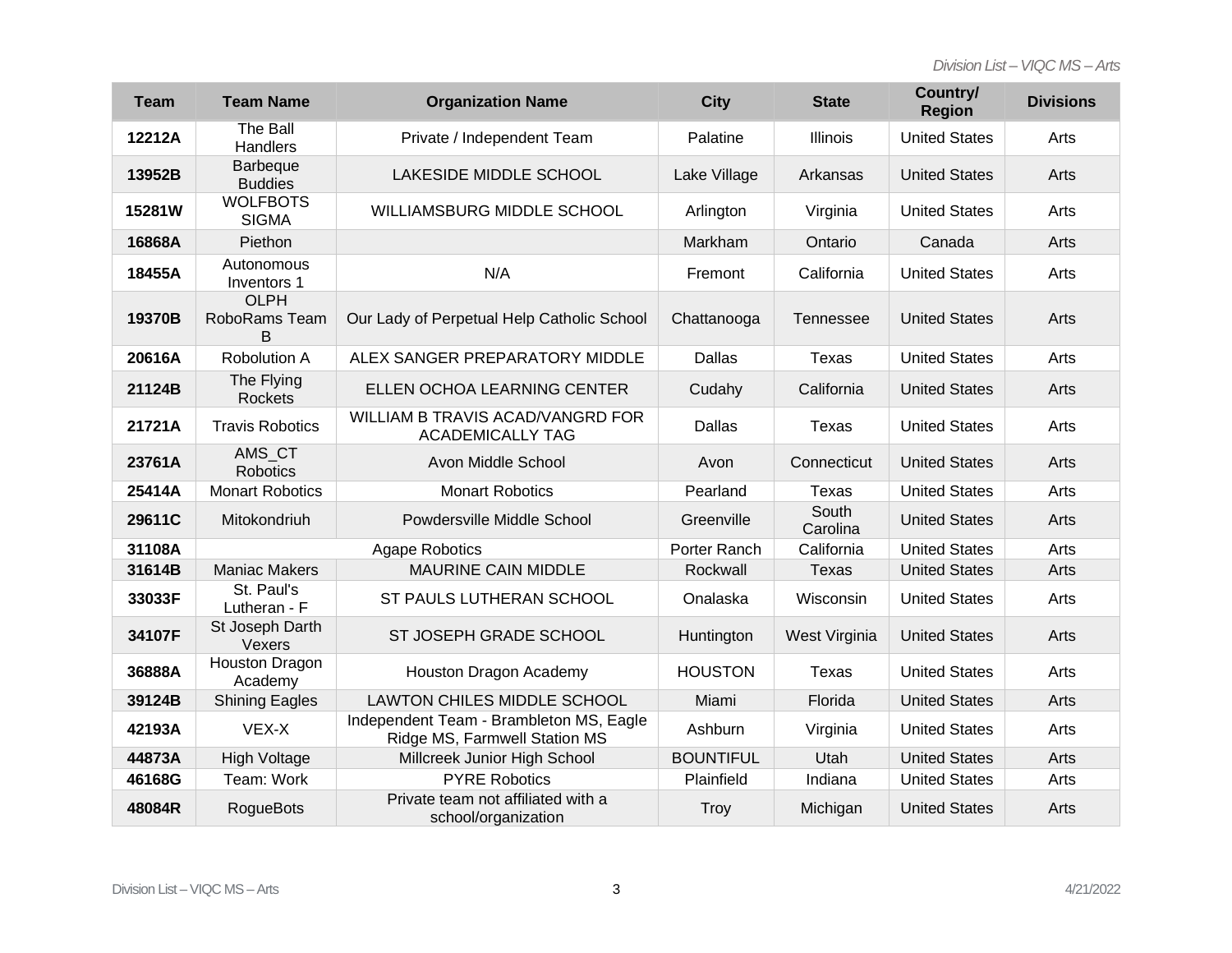| Team | Team Name | Organization Name | City | State | Country/ Region | Divisions |
|---|---|---|---|---|---|---|
| 12212A | The Ball Handlers | Private / Independent Team | Palatine | Illinois | United States | Arts |
| 13952B | Barbeque Buddies | LAKESIDE MIDDLE SCHOOL | Lake Village | Arkansas | United States | Arts |
| 15281W | WOLFBOTS SIGMA | WILLIAMSBURG MIDDLE SCHOOL | Arlington | Virginia | United States | Arts |
| 16868A | Piethon | | Markham | Ontario | Canada | Arts |
| 18455A | Autonomous Inventors 1 | N/A | Fremont | California | United States | Arts |
| 19370B | OLPH RoboRams Team B | Our Lady of Perpetual Help Catholic School | Chattanooga | Tennessee | United States | Arts |
| 20616A | Robolution A | ALEX SANGER PREPARATORY MIDDLE | Dallas | Texas | United States | Arts |
| 21124B | The Flying Rockets | ELLEN OCHOA LEARNING CENTER | Cudahy | California | United States | Arts |
| 21721A | Travis Robotics | WILLIAM B TRAVIS ACAD/VANGRD FOR ACADEMICALLY TAG | Dallas | Texas | United States | Arts |
| 23761A | AMS_CT Robotics | Avon Middle School | Avon | Connecticut | United States | Arts |
| 25414A | Monart Robotics | Monart Robotics | Pearland | Texas | United States | Arts |
| 29611C | Mitokondriuh | Powdersville Middle School | Greenville | South Carolina | United States | Arts |
| 31108A | Agape Robotics | | Porter Ranch | California | United States | Arts |
| 31614B | Maniac Makers | MAURINE CAIN MIDDLE | Rockwall | Texas | United States | Arts |
| 33033F | St. Paul's Lutheran - F | ST PAULS LUTHERAN SCHOOL | Onalaska | Wisconsin | United States | Arts |
| 34107F | St Joseph Darth Vexers | ST JOSEPH GRADE SCHOOL | Huntington | West Virginia | United States | Arts |
| 36888A | Houston Dragon Academy | Houston Dragon Academy | HOUSTON | Texas | United States | Arts |
| 39124B | Shining Eagles | LAWTON CHILES MIDDLE SCHOOL | Miami | Florida | United States | Arts |
| 42193A | VEX-X | Independent Team - Brambleton MS, Eagle Ridge MS, Farmwell Station MS | Ashburn | Virginia | United States | Arts |
| 44873A | High Voltage | Millcreek Junior High School | BOUNTIFUL | Utah | United States | Arts |
| 46168G | Team: Work | PYRE Robotics | Plainfield | Indiana | United States | Arts |
| 48084R | RogueBots | Private team not affiliated with a school/organization | Troy | Michigan | United States | Arts |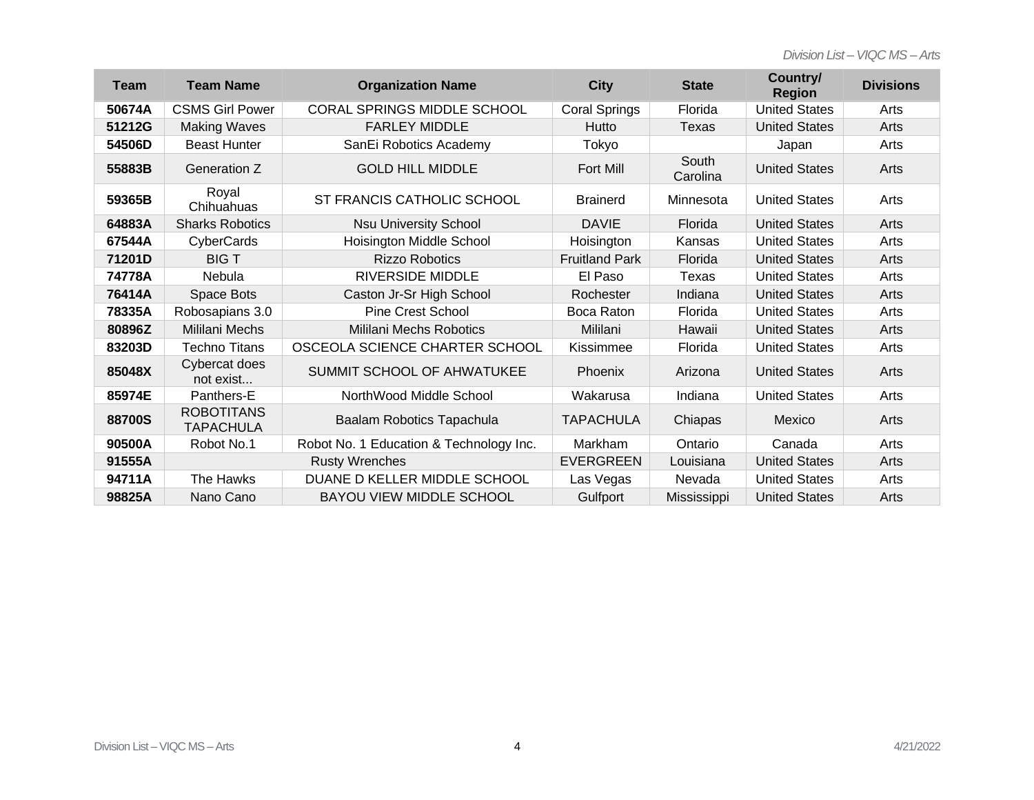| Team | Team Name | Organization Name | City | State | Country/ Region | Divisions |
|---|---|---|---|---|---|---|
| **50674A** | CSMS Girl Power | CORAL SPRINGS MIDDLE SCHOOL | Coral Springs | Florida | United States | Arts |
| **51212G** | Making Waves | FARLEY MIDDLE | Hutto | Texas | United States | Arts |
| **54506D** | Beast Hunter | SanEi Robotics Academy | Tokyo | | Japan | Arts |
| **55883B** | Generation Z | GOLD HILL MIDDLE | Fort Mill | South Carolina | United States | Arts |
| **59365B** | Royal Chihuahuas | ST FRANCIS CATHOLIC SCHOOL | Brainerd | Minnesota | United States | Arts |
| **64883A** | Sharks Robotics | Nsu University School | DAVIE | Florida | United States | Arts |
| **67544A** | CyberCards | Hoisington Middle School | Hoisington | Kansas | United States | Arts |
| **71201D** | BIG T | Rizzo Robotics | Fruitland Park | Florida | United States | Arts |
| **74778A** | Nebula | RIVERSIDE MIDDLE | El Paso | Texas | United States | Arts |
| **76414A** | Space Bots | Caston Jr-Sr High School | Rochester | Indiana | United States | Arts |
| **78335A** | Robosapians 3.0 | Pine Crest School | Boca Raton | Florida | United States | Arts |
| **80896Z** | Mililani Mechs | Mililani Mechs Robotics | Mililani | Hawaii | United States | Arts |
| **83203D** | Techno Titans | OSCEOLA SCIENCE CHARTER SCHOOL | Kissimmee | Florida | United States | Arts |
| **85048X** | Cybercat does not exist... | SUMMIT SCHOOL OF AHWATUKEE | Phoenix | Arizona | United States | Arts |
| **85974E** | Panthers-E | NorthWood Middle School | Wakarusa | Indiana | United States | Arts |
| **88700S** | ROBOTITANS TAPACHULA | Baalam Robotics Tapachula | TAPACHULA | Chiapas | Mexico | Arts |
| **90500A** | Robot No.1 | Robot No. 1 Education & Technology Inc. | Markham | Ontario | Canada | Arts |
| **91555A** | Rusty Wrenches | | EVERGREEN | Louisiana | United States | Arts |
| **94711A** | The Hawks | DUANE D KELLER MIDDLE SCHOOL | Las Vegas | Nevada | United States | Arts |
| **98825A** | Nano Cano | BAYOU VIEW MIDDLE SCHOOL | Gulfport | Mississippi | United States | Arts |